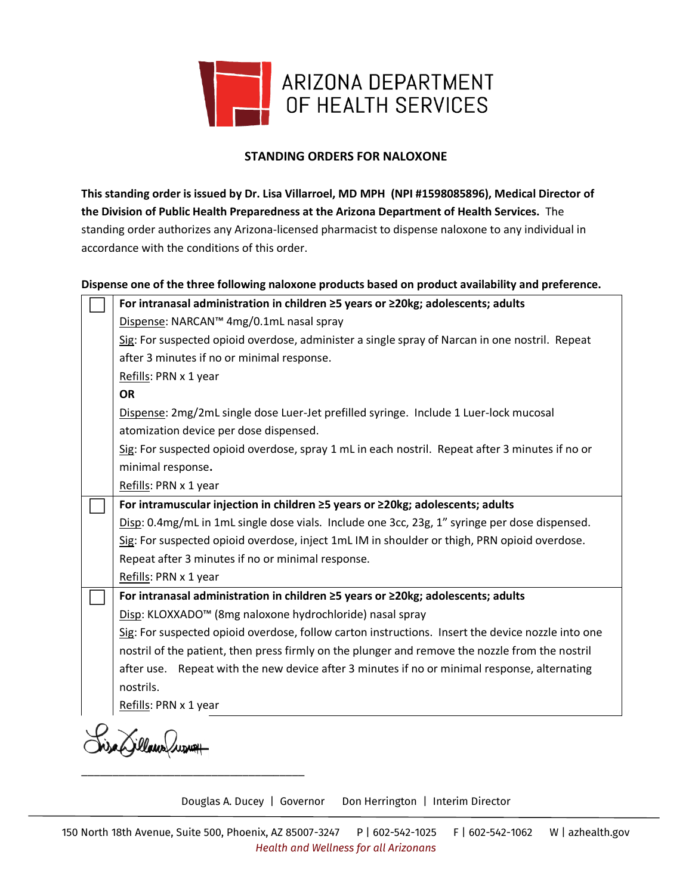ARIZONA DEPARTMENT OF HEALTH SERVICES

## STANDING ORDERS FOR NALOXONE

**This standing order is issued by Dr. Lisa Villarroel, MD MPH (NPI #1598085896), Medical Director of the Division of Public Health Preparedness at the Arizona Department of Health Services.** The standing order authorizes any Arizona-licensed pharmacist to dispense naloxone to any individual in accordance with the conditions of this order.

**Dispense one of the three following naloxone products based on product availability and preference.**

| | |
|---|---|
| ☐ | **For intranasal administration in children ≥5 years or ≥20kg; adolescents; adults**<br>Dispense: NARCAN™ 4mg/0.1mL nasal spray<br>Sig: For suspected opioid overdose, administer a single spray of Narcan in one nostril. Repeat after 3 minutes if no or minimal response.<br>Refills: PRN x 1 year<br>**OR**<br>Dispense: 2mg/2mL single dose Luer-Jet prefilled syringe. Include 1 Luer-lock mucosal atomization device per dose dispensed.<br>Sig: For suspected opioid overdose, spray 1 mL in each nostril. Repeat after 3 minutes if no or minimal response.<br>Refills: PRN x 1 year |
| ☐ | **For intramuscular injection in children ≥5 years or ≥20kg; adolescents; adults**<br>Disp: 0.4mg/mL in 1mL single dose vials. Include one 3cc, 23g, 1" syringe per dose dispensed.<br>Sig: For suspected opioid overdose, inject 1mL IM in shoulder or thigh, PRN opioid overdose. Repeat after 3 minutes if no or minimal response.<br>Refills: PRN x 1 year |
| ☐ | **For intranasal administration in children ≥5 years or ≥20kg; adolescents; adults**<br>Disp: KLOXXADO™ (8mg naloxone hydrochloride) nasal spray<br>Sig: For suspected opioid overdose, follow carton instructions. Insert the device nozzle into one nostril of the patient, then press firmly on the plunger and remove the nozzle from the nostril after use. Repeat with the new device after 3 minutes if no or minimal response, alternating nostrils.<br>Refills: PRN x 1 year |

Lisa Villarroel

_____________________________________

Douglas A. Ducey | Governor Don Herrington | Interim Director

150 North 18th Avenue, Suite 500, Phoenix, AZ 85007-3247 P | 602-542-1025 F | 602-542-1062 W | azhealth.gov

*Health and Wellness for all Arizonans*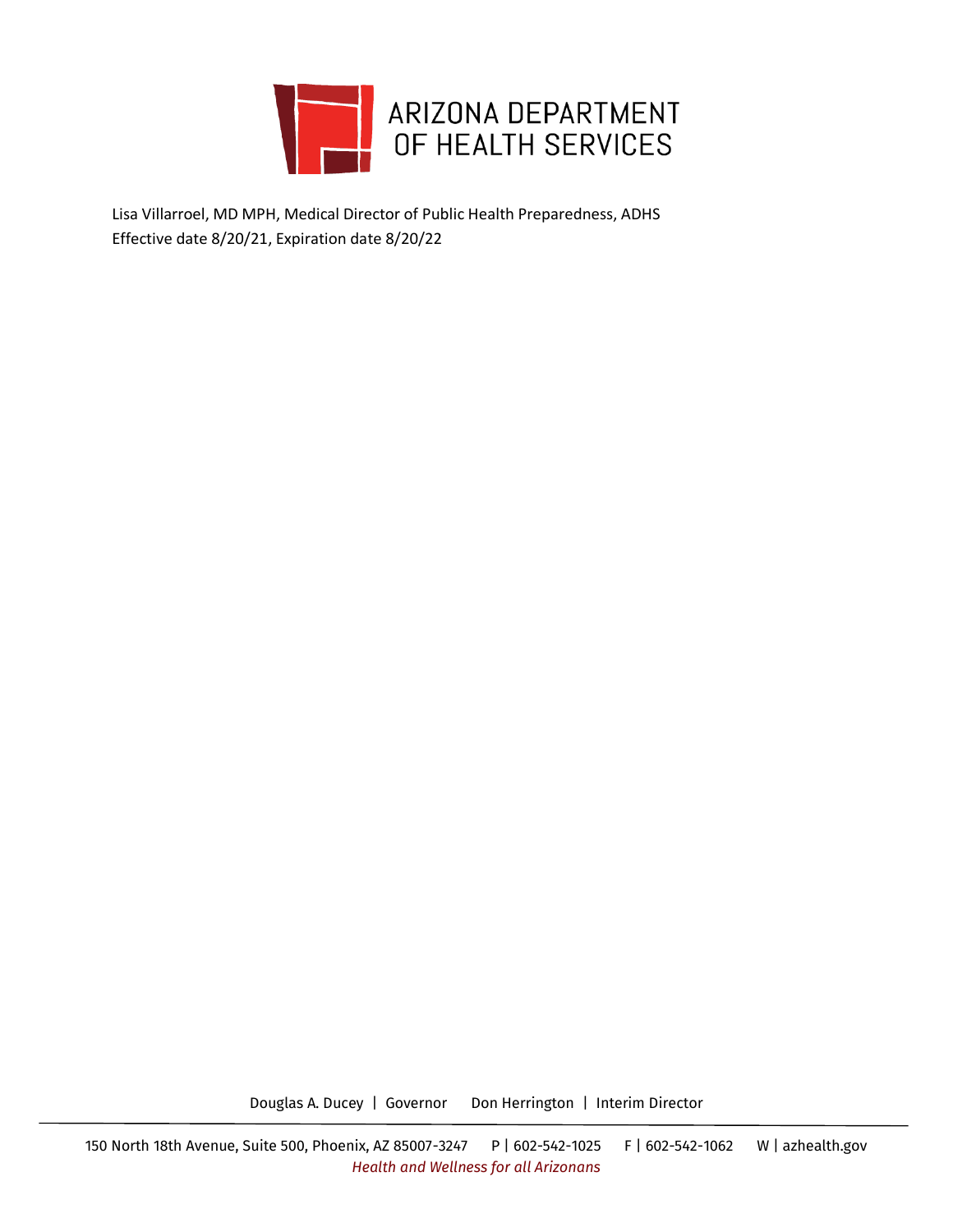Lisa Villarroel, MD MPH, Medical Director of Public Health Preparedness, ADHS
Effective date 8/20/21, Expiration date 8/20/22